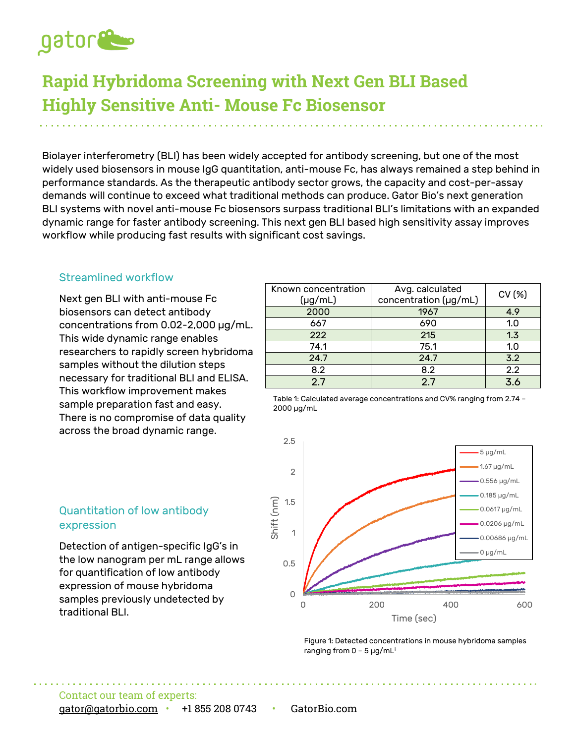# Rapid Hybridoma Screening with Next Gen BLI Based Highly Sensitive Anti- Mouse Fc Biosensor

Biolayer interferometry (BLI) has been widely accepted for antibody screening, but one of the most widely used biosensors in mouse IgG quantitation, anti-mouse Fc, has always remained a step behind in performance standards. As the therapeutic antibody sector grows, the capacity and cost-per-assay demands will continue to exceed what traditional methods can produce. Gator Bio's next generation BLI systems with novel anti-mouse Fc biosensors surpass traditional BLI's limitations with an expanded dynamic range for faster antibody screening. This next gen BLI based high sensitivity assay improves workflow while producing fast results with significant cost savings.

## Streamlined workflow

Next gen BLI with anti-mouse Fc biosensors can detect antibody concentrations from 0.02-2,000 μg/mL. This wide dynamic range enables researchers to rapidly screen hybridoma samples without the dilution steps necessary for traditional BLI and ELISA. This workflow improvement makes sample preparation fast and easy. There is no compromise of data quality across the broad dynamic range.

| Known concentration (μg/mL) | Avg. calculated concentration (μg/mL) | CV (%) |
|---|---|---|
| 2000 | 1967 | 4.9 |
| 667 | 690 | 1.0 |
| 222 | 215 | 1.3 |
| 74.1 | 75.1 | 1.0 |
| 24.7 | 24.7 | 3.2 |
| 8.2 | 8.2 | 2.2 |
| 2.7 | 2.7 | 3.6 |

Table 1: Calculated average concentrations and CV% ranging from 2.74 – 2000 μg/mL

## Quantitation of low antibody expression

Detection of antigen-specific IgG's in the low nanogram per mL range allows for quantification of low antibody expression of mouse hybridoma samples previously undetected by traditional BLI.

Figure 1: Detected concentrations in mouse hybridoma samples ranging from 0 – 5 μg/mL[i]

Contact our team of experts:
gator@gatorbio.com • +1 855 208 0743 • GatorBio.com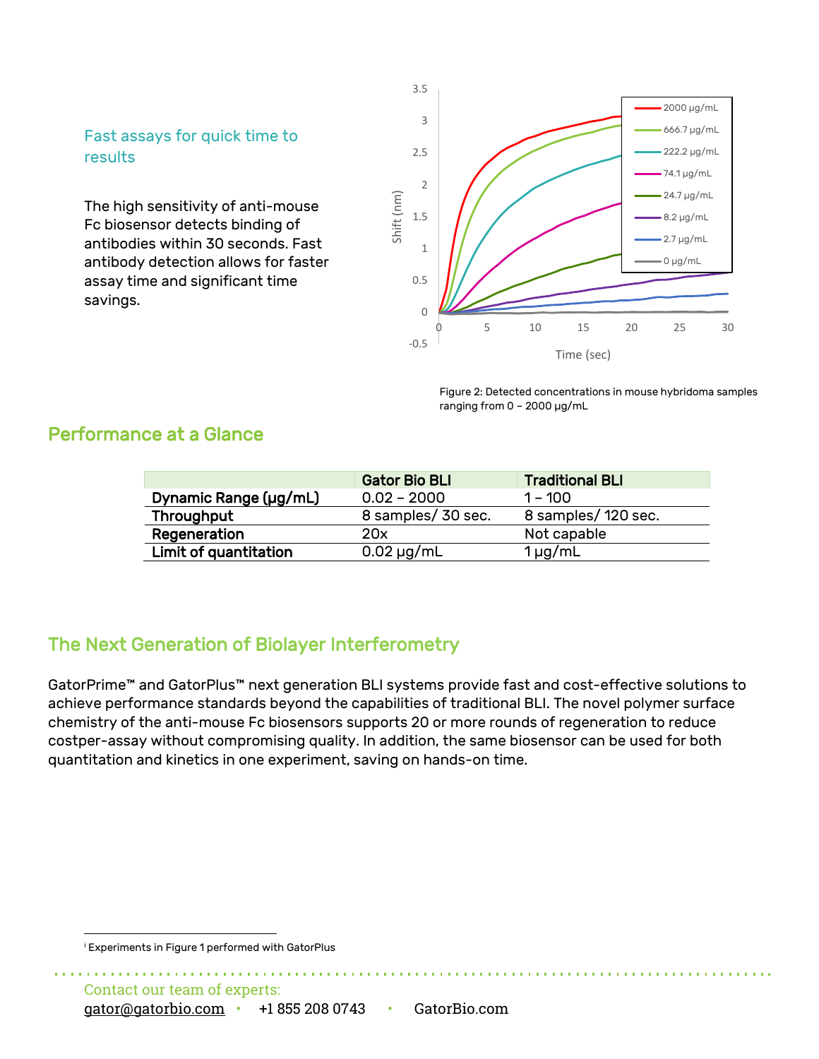## Fast assays for quick time to results

The high sensitivity of anti-mouse Fc biosensor detects binding of antibodies within 30 seconds. Fast antibody detection allows for faster assay time and significant time savings.

3.5
3
2.5
2
1.5
1
0.5
0
-0.5
Shift (nm)
0 5 10 15 20 25 30
Time (sec)

2000 μg/mL
666.7 μg/mL
222.2 μg/mL
74.1 μg/mL
24.7 μg/mL
8.2 μg/mL
2.7 μg/mL
0 μg/mL

Figure 2: Detected concentrations in mouse hybridoma samples ranging from 0 – 2000 μg/mL

## Performance at a Glance

| | Gator Bio BLI | Traditional BLI |
|---|---|---|
| **Dynamic Range (μg/mL)** | 0.02 – 2000 | 1 – 100 |
| **Throughput** | 8 samples/ 30 sec. | 8 samples/ 120 sec. |
| **Regeneration** | 20x | Not capable |
| **Limit of quantitation** | 0.02 μg/mL | 1 μg/mL |

## The Next Generation of Biolayer Interferometry

GatorPrime™ and GatorPlus™ next generation BLI systems provide fast and cost-effective solutions to achieve performance standards beyond the capabilities of traditional BLI. The novel polymer surface chemistry of the anti-mouse Fc biosensors supports 20 or more rounds of regeneration to reduce costper-assay without compromising quality. In addition, the same biosensor can be used for both quantitation and kinetics in one experiment, saving on hands-on time.

[i] Experiments in Figure 1 performed with GatorPlus

Contact our team of experts:
gator@gatorbio.com • +1 855 208 0743 • GatorBio.com